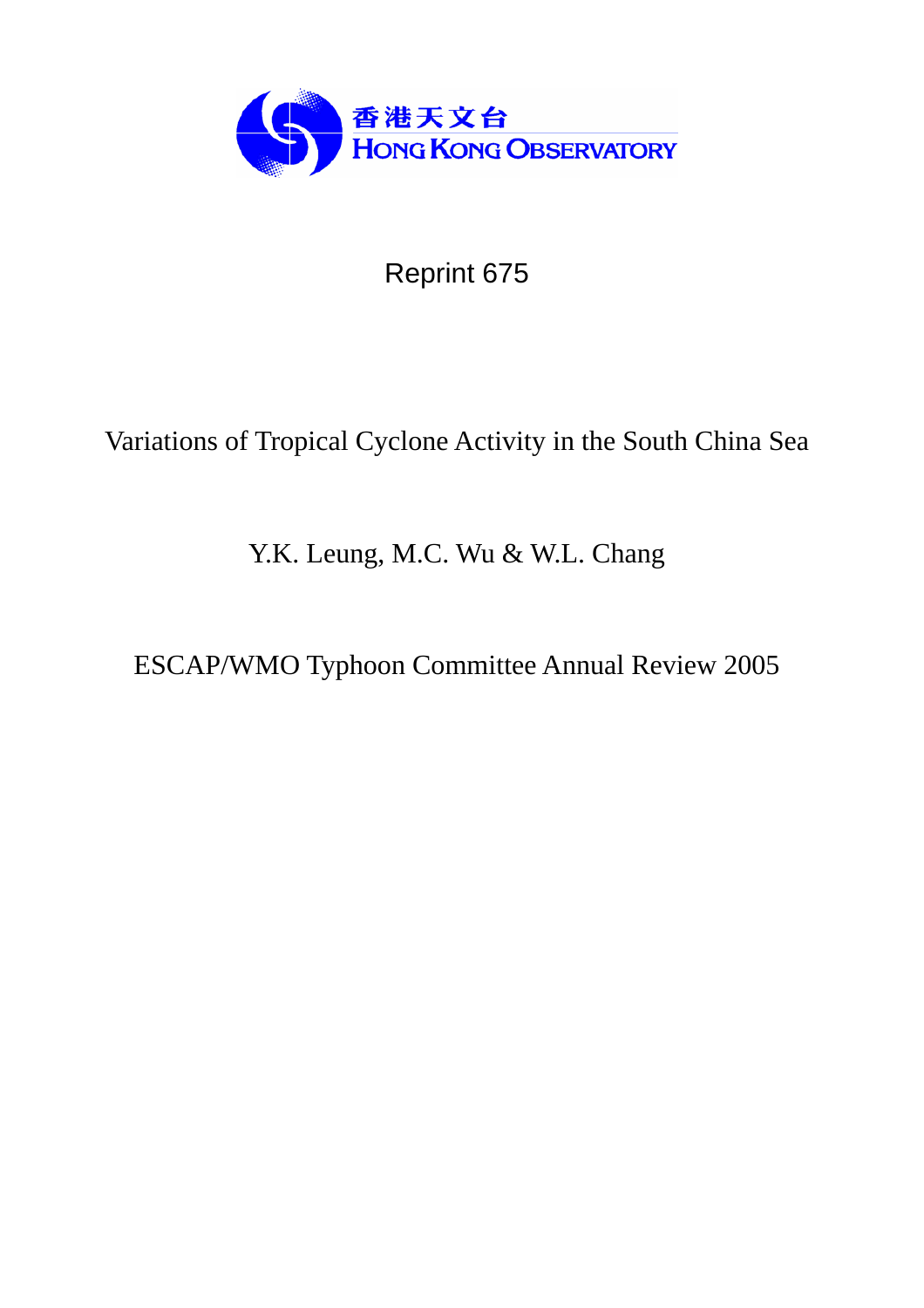香港天文台
HONG KONG OBSERVATORY

Reprint 675

# Variations of Tropical Cyclone Activity in the South China Sea

Y.K. Leung, M.C. Wu & W.L. Chang

ESCAP/WMO Typhoon Committee Annual Review 2005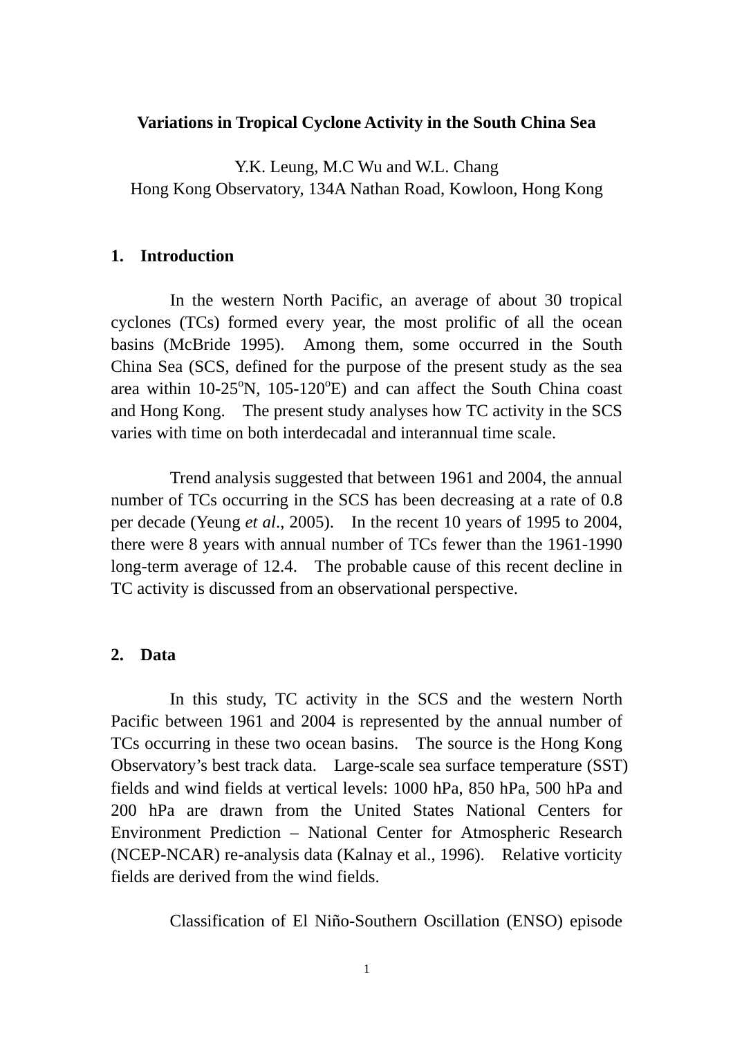**Variations in Tropical Cyclone Activity in the South China Sea**

Y.K. Leung, M.C Wu and W.L. Chang
Hong Kong Observatory, 134A Nathan Road, Kowloon, Hong Kong

## 1. Introduction

In the western North Pacific, an average of about 30 tropical cyclones (TCs) formed every year, the most prolific of all the ocean basins (McBride 1995). Among them, some occurred in the South China Sea (SCS, defined for the purpose of the present study as the sea area within 10-25$^{o}$N, 105-120$^{o}$E) and can affect the South China coast and Hong Kong. The present study analyses how TC activity in the SCS varies with time on both interdecadal and interannual time scale.

Trend analysis suggested that between 1961 and 2004, the annual number of TCs occurring in the SCS has been decreasing at a rate of 0.8 per decade (Yeung *et al*., 2005). In the recent 10 years of 1995 to 2004, there were 8 years with annual number of TCs fewer than the 1961-1990 long-term average of 12.4. The probable cause of this recent decline in TC activity is discussed from an observational perspective.

## 2. Data

In this study, TC activity in the SCS and the western North Pacific between 1961 and 2004 is represented by the annual number of TCs occurring in these two ocean basins. The source is the Hong Kong Observatory's best track data. Large-scale sea surface temperature (SST) fields and wind fields at vertical levels: 1000 hPa, 850 hPa, 500 hPa and 200 hPa are drawn from the United States National Centers for Environment Prediction – National Center for Atmospheric Research (NCEP-NCAR) re-analysis data (Kalnay et al., 1996). Relative vorticity fields are derived from the wind fields.

Classification of El Niño-Southern Oscillation (ENSO) episode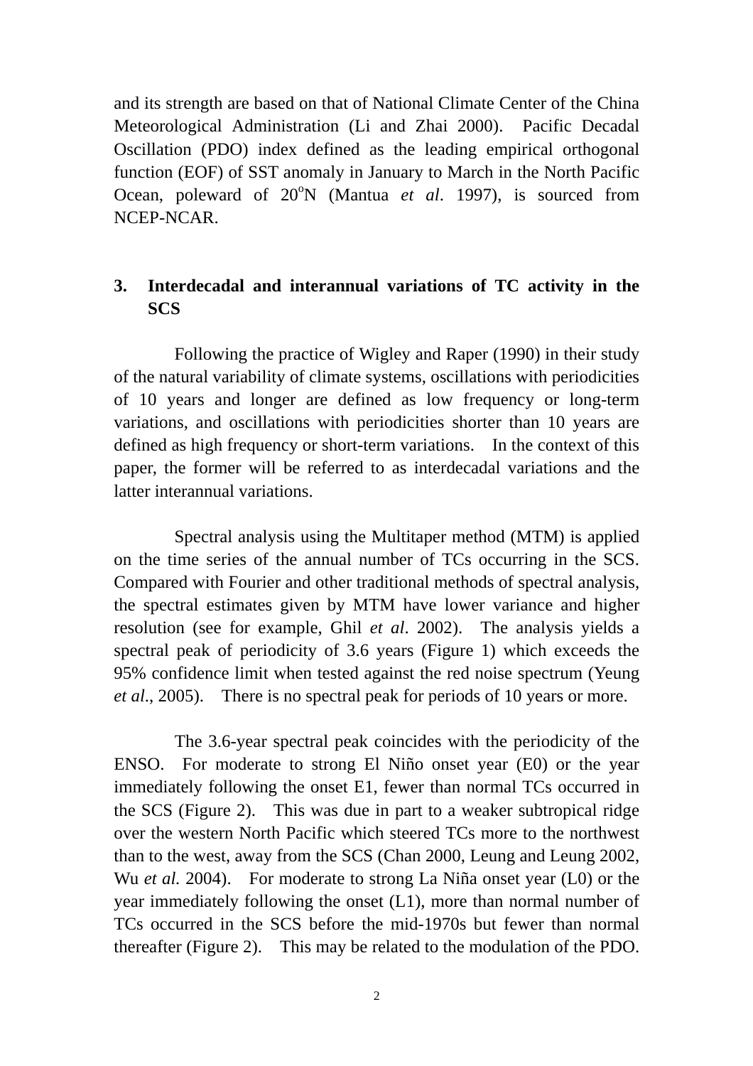and its strength are based on that of National Climate Center of the China Meteorological Administration (Li and Zhai 2000). Pacific Decadal Oscillation (PDO) index defined as the leading empirical orthogonal function (EOF) of SST anomaly in January to March in the North Pacific Ocean, poleward of 20$^{o}$N (Mantua *et al*. 1997), is sourced from NCEP-NCAR.

## 3. Interdecadal and interannual variations of TC activity in the SCS

Following the practice of Wigley and Raper (1990) in their study of the natural variability of climate systems, oscillations with periodicities of 10 years and longer are defined as low frequency or long-term variations, and oscillations with periodicities shorter than 10 years are defined as high frequency or short-term variations. In the context of this paper, the former will be referred to as interdecadal variations and the latter interannual variations.

Spectral analysis using the Multitaper method (MTM) is applied on the time series of the annual number of TCs occurring in the SCS. Compared with Fourier and other traditional methods of spectral analysis, the spectral estimates given by MTM have lower variance and higher resolution (see for example, Ghil *et al*. 2002). The analysis yields a spectral peak of periodicity of 3.6 years (Figure 1) which exceeds the 95% confidence limit when tested against the red noise spectrum (Yeung *et al*., 2005). There is no spectral peak for periods of 10 years or more.

The 3.6-year spectral peak coincides with the periodicity of the ENSO. For moderate to strong El Niño onset year (E0) or the year immediately following the onset E1, fewer than normal TCs occurred in the SCS (Figure 2). This was due in part to a weaker subtropical ridge over the western North Pacific which steered TCs more to the northwest than to the west, away from the SCS (Chan 2000, Leung and Leung 2002, Wu *et al.* 2004). For moderate to strong La Niña onset year (L0) or the year immediately following the onset (L1), more than normal number of TCs occurred in the SCS before the mid-1970s but fewer than normal thereafter (Figure 2). This may be related to the modulation of the PDO.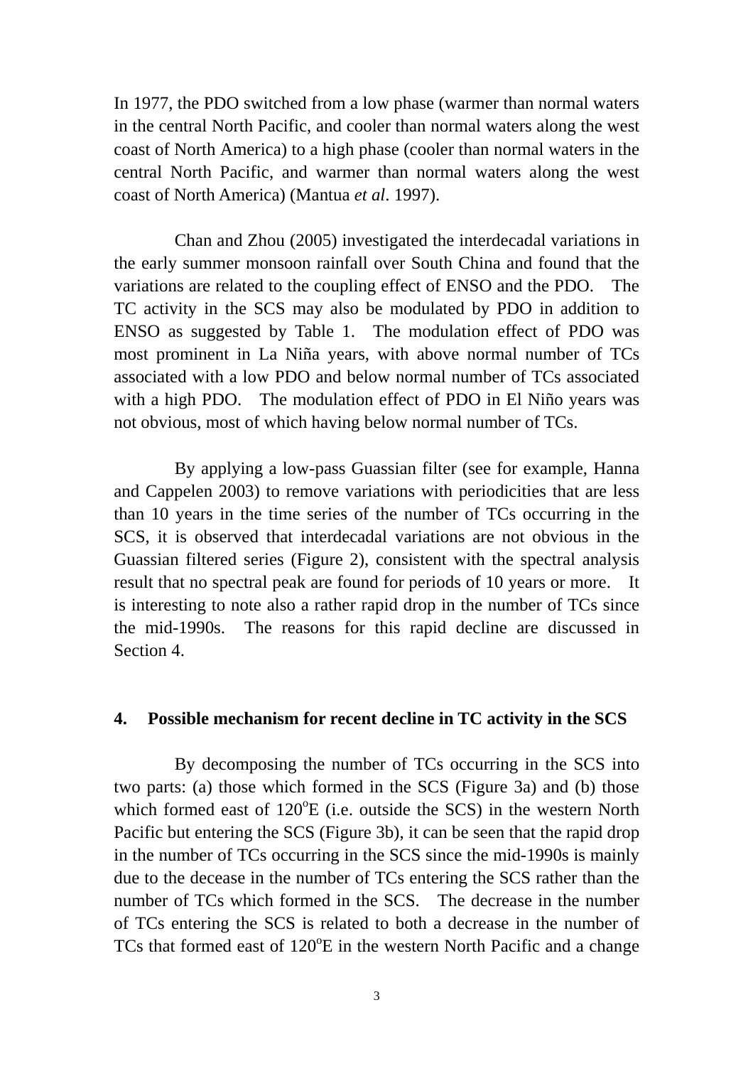In 1977, the PDO switched from a low phase (warmer than normal waters in the central North Pacific, and cooler than normal waters along the west coast of North America) to a high phase (cooler than normal waters in the central North Pacific, and warmer than normal waters along the west coast of North America) (Mantua *et al*. 1997).

Chan and Zhou (2005) investigated the interdecadal variations in the early summer monsoon rainfall over South China and found that the variations are related to the coupling effect of ENSO and the PDO. The TC activity in the SCS may also be modulated by PDO in addition to ENSO as suggested by Table 1. The modulation effect of PDO was most prominent in La Niña years, with above normal number of TCs associated with a low PDO and below normal number of TCs associated with a high PDO. The modulation effect of PDO in El Niño years was not obvious, most of which having below normal number of TCs.

By applying a low-pass Guassian filter (see for example, Hanna and Cappelen 2003) to remove variations with periodicities that are less than 10 years in the time series of the number of TCs occurring in the SCS, it is observed that interdecadal variations are not obvious in the Guassian filtered series (Figure 2), consistent with the spectral analysis result that no spectral peak are found for periods of 10 years or more. It is interesting to note also a rather rapid drop in the number of TCs since the mid-1990s. The reasons for this rapid decline are discussed in Section 4.

## 4. Possible mechanism for recent decline in TC activity in the SCS

By decomposing the number of TCs occurring in the SCS into two parts: (a) those which formed in the SCS (Figure 3a) and (b) those which formed east of 120°E (i.e. outside the SCS) in the western North Pacific but entering the SCS (Figure 3b), it can be seen that the rapid drop in the number of TCs occurring in the SCS since the mid-1990s is mainly due to the decease in the number of TCs entering the SCS rather than the number of TCs which formed in the SCS. The decrease in the number of TCs entering the SCS is related to both a decrease in the number of TCs that formed east of 120°E in the western North Pacific and a change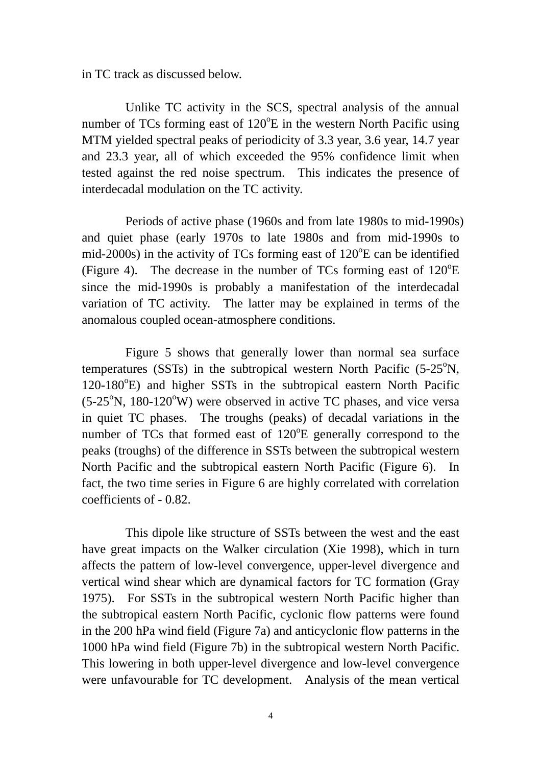in TC track as discussed below.

Unlike TC activity in the SCS, spectral analysis of the annual number of TCs forming east of 120$^o$E in the western North Pacific using MTM yielded spectral peaks of periodicity of 3.3 year, 3.6 year, 14.7 year and 23.3 year, all of which exceeded the 95% confidence limit when tested against the red noise spectrum. This indicates the presence of interdecadal modulation on the TC activity.

Periods of active phase (1960s and from late 1980s to mid-1990s) and quiet phase (early 1970s to late 1980s and from mid-1990s to mid-2000s) in the activity of TCs forming east of 120$^o$E can be identified (Figure 4). The decrease in the number of TCs forming east of 120$^o$E since the mid-1990s is probably a manifestation of the interdecadal variation of TC activity. The latter may be explained in terms of the anomalous coupled ocean-atmosphere conditions.

Figure 5 shows that generally lower than normal sea surface temperatures (SSTs) in the subtropical western North Pacific (5-25$^o$N, 120-180$^o$E) and higher SSTs in the subtropical eastern North Pacific (5-25$^o$N, 180-120$^o$W) were observed in active TC phases, and vice versa in quiet TC phases. The troughs (peaks) of decadal variations in the number of TCs that formed east of 120$^o$E generally correspond to the peaks (troughs) of the difference in SSTs between the subtropical western North Pacific and the subtropical eastern North Pacific (Figure 6). In fact, the two time series in Figure 6 are highly correlated with correlation coefficients of - 0.82.

This dipole like structure of SSTs between the west and the east have great impacts on the Walker circulation (Xie 1998), which in turn affects the pattern of low-level convergence, upper-level divergence and vertical wind shear which are dynamical factors for TC formation (Gray 1975). For SSTs in the subtropical western North Pacific higher than the subtropical eastern North Pacific, cyclonic flow patterns were found in the 200 hPa wind field (Figure 7a) and anticyclonic flow patterns in the 1000 hPa wind field (Figure 7b) in the subtropical western North Pacific. This lowering in both upper-level divergence and low-level convergence were unfavourable for TC development. Analysis of the mean vertical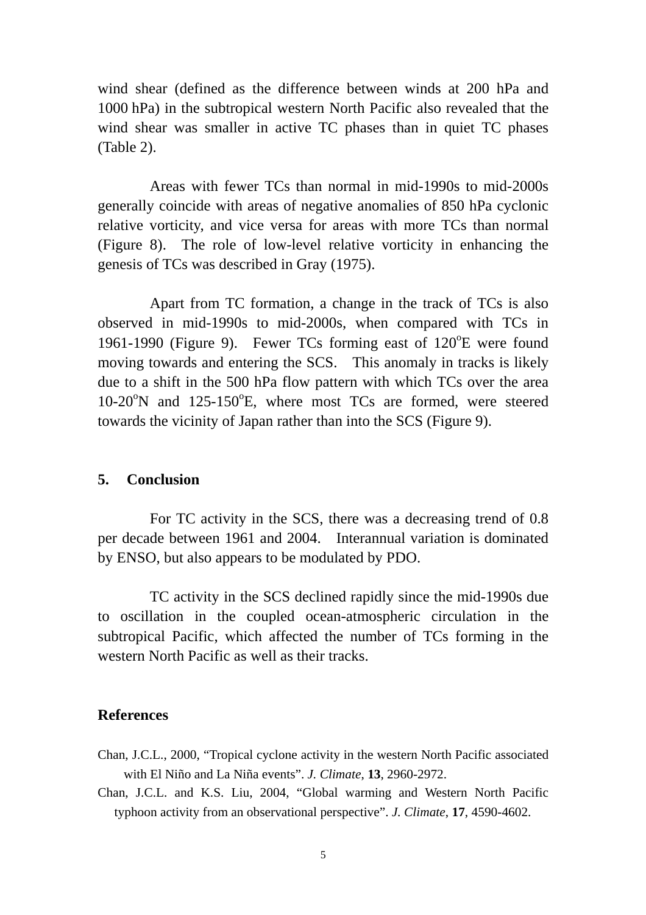wind shear (defined as the difference between winds at 200 hPa and 1000 hPa) in the subtropical western North Pacific also revealed that the wind shear was smaller in active TC phases than in quiet TC phases (Table 2).

Areas with fewer TCs than normal in mid-1990s to mid-2000s generally coincide with areas of negative anomalies of 850 hPa cyclonic relative vorticity, and vice versa for areas with more TCs than normal (Figure 8). The role of low-level relative vorticity in enhancing the genesis of TCs was described in Gray (1975).

Apart from TC formation, a change in the track of TCs is also observed in mid-1990s to mid-2000s, when compared with TCs in 1961-1990 (Figure 9). Fewer TCs forming east of 120$^{o}$E were found moving towards and entering the SCS. This anomaly in tracks is likely due to a shift in the 500 hPa flow pattern with which TCs over the area 10-20$^{o}$N and 125-150$^{o}$E, where most TCs are formed, were steered towards the vicinity of Japan rather than into the SCS (Figure 9).

## 5. Conclusion

For TC activity in the SCS, there was a decreasing trend of 0.8 per decade between 1961 and 2004. Interannual variation is dominated by ENSO, but also appears to be modulated by PDO.

TC activity in the SCS declined rapidly since the mid-1990s due to oscillation in the coupled ocean-atmospheric circulation in the subtropical Pacific, which affected the number of TCs forming in the western North Pacific as well as their tracks.

## References

Chan, J.C.L., 2000, "Tropical cyclone activity in the western North Pacific associated with El Niño and La Niña events". *J. Climate*, **13**, 2960-2972.

Chan, J.C.L. and K.S. Liu, 2004, "Global warming and Western North Pacific typhoon activity from an observational perspective". *J. Climate*, **17**, 4590-4602.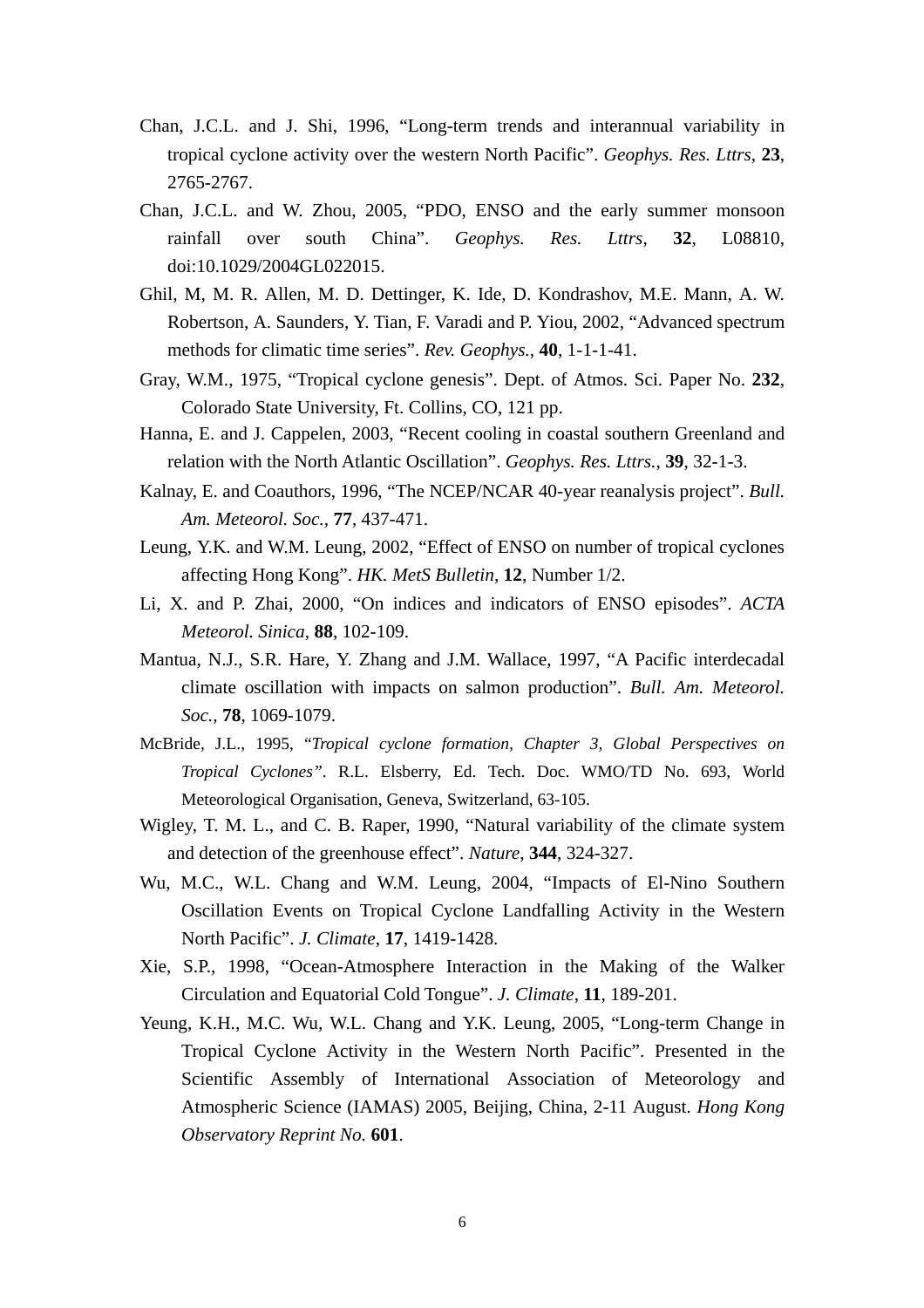Chan, J.C.L. and J. Shi, 1996, "Long-term trends and interannual variability in tropical cyclone activity over the western North Pacific". *Geophys. Res. Lttrs*, **23**, 2765-2767.

Chan, J.C.L. and W. Zhou, 2005, "PDO, ENSO and the early summer monsoon rainfall over south China". *Geophys. Res. Lttrs*, **32**, L08810, doi:10.1029/2004GL022015.

Ghil, M, M. R. Allen, M. D. Dettinger, K. Ide, D. Kondrashov, M.E. Mann, A. W. Robertson, A. Saunders, Y. Tian, F. Varadi and P. Yiou, 2002, "Advanced spectrum methods for climatic time series". *Rev. Geophys.*, **40**, 1-1-1-41.

Gray, W.M., 1975, "Tropical cyclone genesis". Dept. of Atmos. Sci. Paper No. **232**, Colorado State University, Ft. Collins, CO, 121 pp.

Hanna, E. and J. Cappelen, 2003, "Recent cooling in coastal southern Greenland and relation with the North Atlantic Oscillation". *Geophys. Res. Lttrs.*, **39**, 32-1-3.

Kalnay, E. and Coauthors, 1996, "The NCEP/NCAR 40-year reanalysis project". *Bull. Am. Meteorol. Soc.,* **77**, 437-471.

Leung, Y.K. and W.M. Leung, 2002, "Effect of ENSO on number of tropical cyclones affecting Hong Kong". *HK. MetS Bulletin*, **12**, Number 1/2.

Li, X. and P. Zhai, 2000, "On indices and indicators of ENSO episodes". *ACTA Meteorol. Sinica*, **88**, 102-109.

Mantua, N.J., S.R. Hare, Y. Zhang and J.M. Wallace, 1997, "A Pacific interdecadal climate oscillation with impacts on salmon production". *Bull. Am. Meteorol. Soc.,* **78**, 1069-1079.

McBride, J.L., 1995, "*Tropical cyclone formation, Chapter 3, Global Perspectives on Tropical Cyclones*". R.L. Elsberry, Ed. Tech. Doc. WMO/TD No. 693, World Meteorological Organisation, Geneva, Switzerland, 63-105.

Wigley, T. M. L., and C. B. Raper, 1990, "Natural variability of the climate system and detection of the greenhouse effect". *Nature*, **344**, 324-327.

Wu, M.C., W.L. Chang and W.M. Leung, 2004, "Impacts of El-Nino Southern Oscillation Events on Tropical Cyclone Landfalling Activity in the Western North Pacific". *J. Climate*, **17**, 1419-1428.

Xie, S.P., 1998, "Ocean-Atmosphere Interaction in the Making of the Walker Circulation and Equatorial Cold Tongue". *J. Climate*, **11**, 189-201.

Yeung, K.H., M.C. Wu, W.L. Chang and Y.K. Leung, 2005, "Long-term Change in Tropical Cyclone Activity in the Western North Pacific". Presented in the Scientific Assembly of International Association of Meteorology and Atmospheric Science (IAMAS) 2005, Beijing, China, 2-11 August. *Hong Kong Observatory Reprint No.* **601**.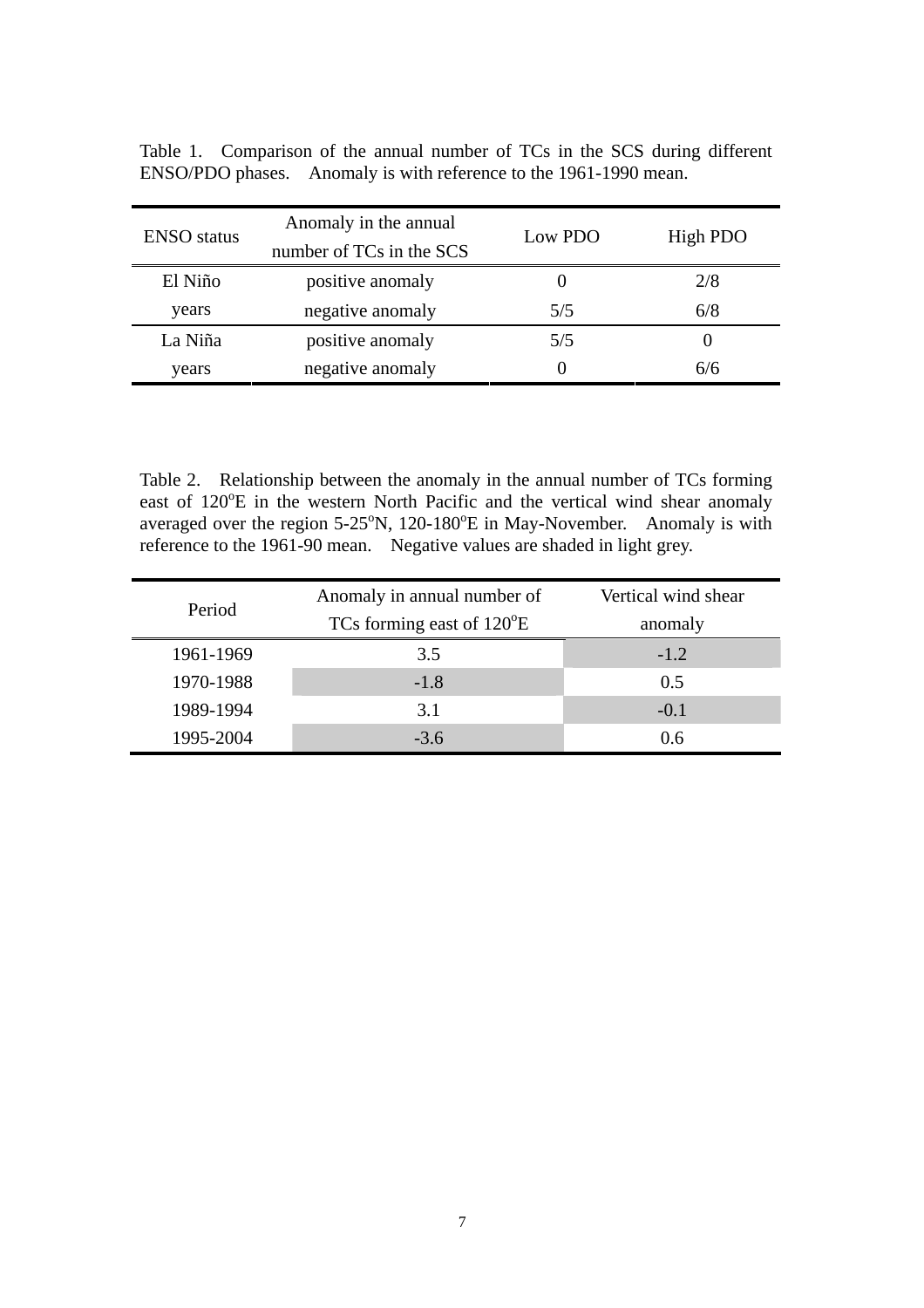Table 1. Comparison of the annual number of TCs in the SCS during different ENSO/PDO phases. Anomaly is with reference to the 1961-1990 mean.

| ENSO status | Anomaly in the annual number of TCs in the SCS | Low PDO | High PDO |
|---|---|---|---|
| El Niño years | positive anomaly | 0 | 2/8 |
| | negative anomaly | 5/5 | 6/8 |
| La Niña years | positive anomaly | 5/5 | 0 |
| | negative anomaly | 0 | 6/6 |

Table 2. Relationship between the anomaly in the annual number of TCs forming east of 120$^o$E in the western North Pacific and the vertical wind shear anomaly averaged over the region 5-25$^o$N, 120-180$^o$E in May-November. Anomaly is with reference to the 1961-90 mean. Negative values are shaded in light grey.

| Period | Anomaly in annual number of TCs forming east of 120$^o$E | Vertical wind shear anomaly |
|---|---|---|
| 1961-1969 | 3.5 | -1.2 |
| 1970-1988 | -1.8 | 0.5 |
| 1989-1994 | 3.1 | -0.1 |
| 1995-2004 | -3.6 | 0.6 |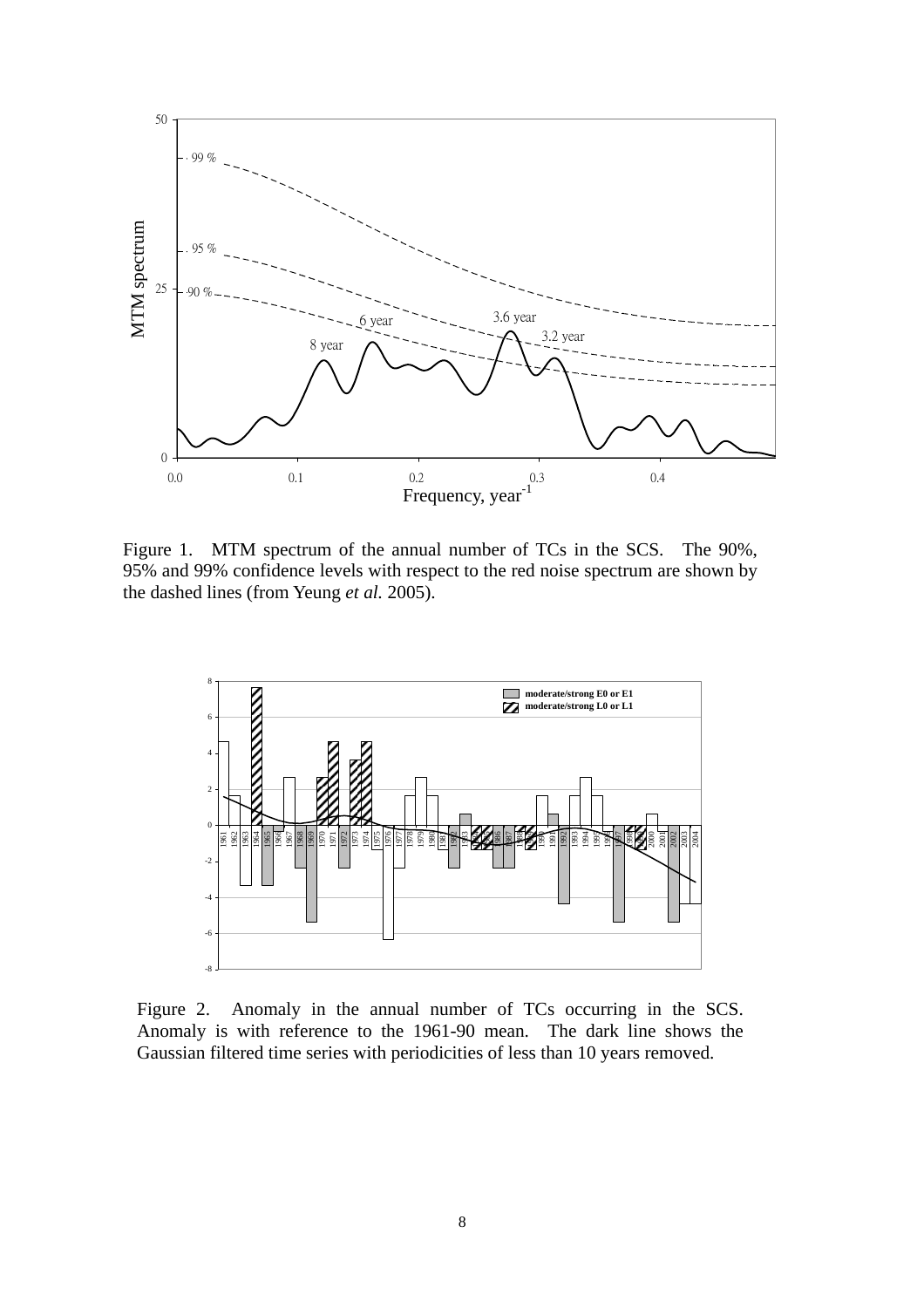Figure 1. MTM spectrum of the annual number of TCs in the SCS. The 90%, 95% and 99% confidence levels with respect to the red noise spectrum are shown by the dashed lines (from Yeung *et al.* 2005).

Figure 2. Anomaly in the annual number of TCs occurring in the SCS. Anomaly is with reference to the 1961-90 mean. The dark line shows the Gaussian filtered time series with periodicities of less than 10 years removed.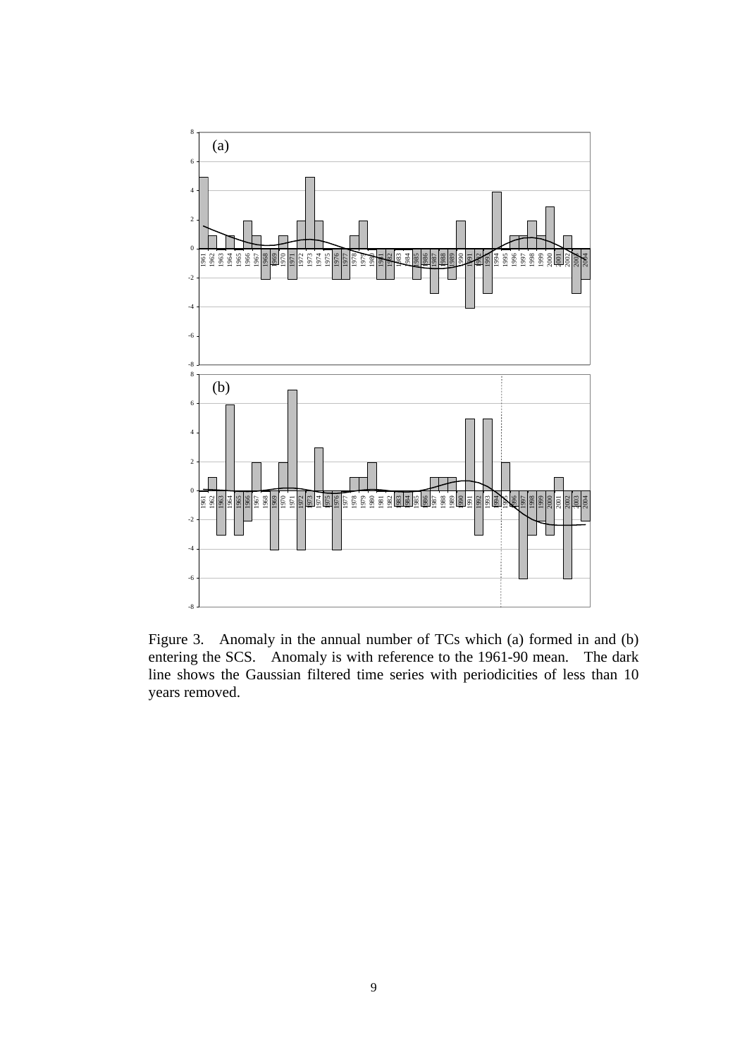Figure 3. Anomaly in the annual number of TCs which (a) formed in and (b) entering the SCS. Anomaly is with reference to the 1961-90 mean. The dark line shows the Gaussian filtered time series with periodicities of less than 10 years removed.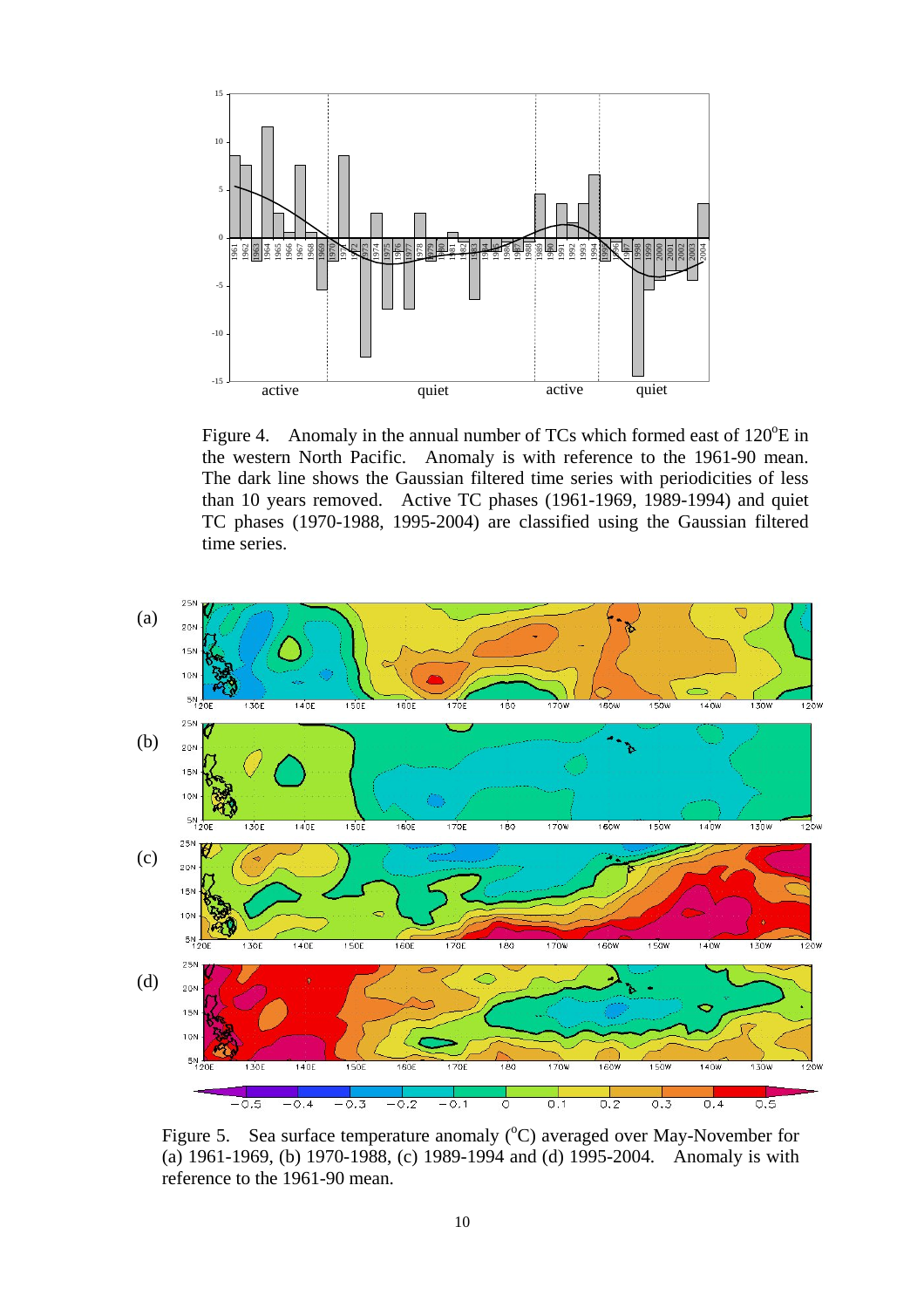Figure 4. Anomaly in the annual number of TCs which formed east of 120°E in the western North Pacific. Anomaly is with reference to the 1961-90 mean. The dark line shows the Gaussian filtered time series with periodicities of less than 10 years removed. Active TC phases (1961-1969, 1989-1994) and quiet TC phases (1970-1988, 1995-2004) are classified using the Gaussian filtered time series.

Figure 5. Sea surface temperature anomaly (°C) averaged over May-November for (a) 1961-1969, (b) 1970-1988, (c) 1989-1994 and (d) 1995-2004. Anomaly is with reference to the 1961-90 mean.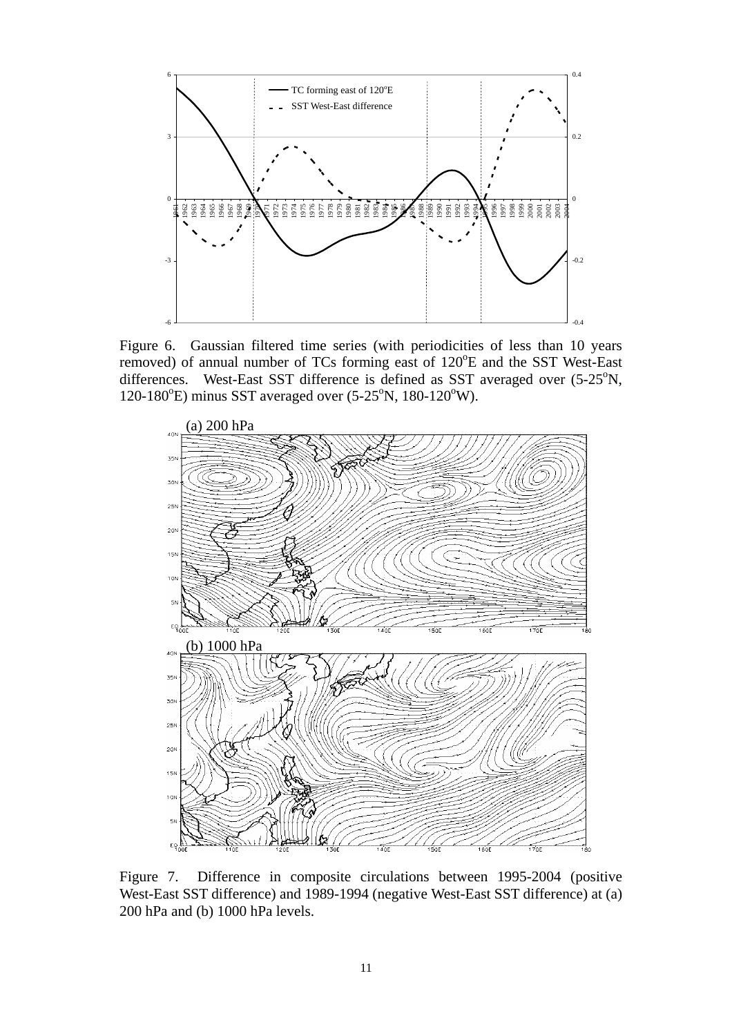Figure 6. Gaussian filtered time series (with periodicities of less than 10 years removed) of annual number of TCs forming east of 120$^{o}$E and the SST West-East differences. West-East SST difference is defined as SST averaged over (5-25$^{o}$N, 120-180$^{o}$E) minus SST averaged over (5-25$^{o}$N, 180-120$^{o}$W).

Figure 7. Difference in composite circulations between 1995-2004 (positive West-East SST difference) and 1989-1994 (negative West-East SST difference) at (a) 200 hPa and (b) 1000 hPa levels.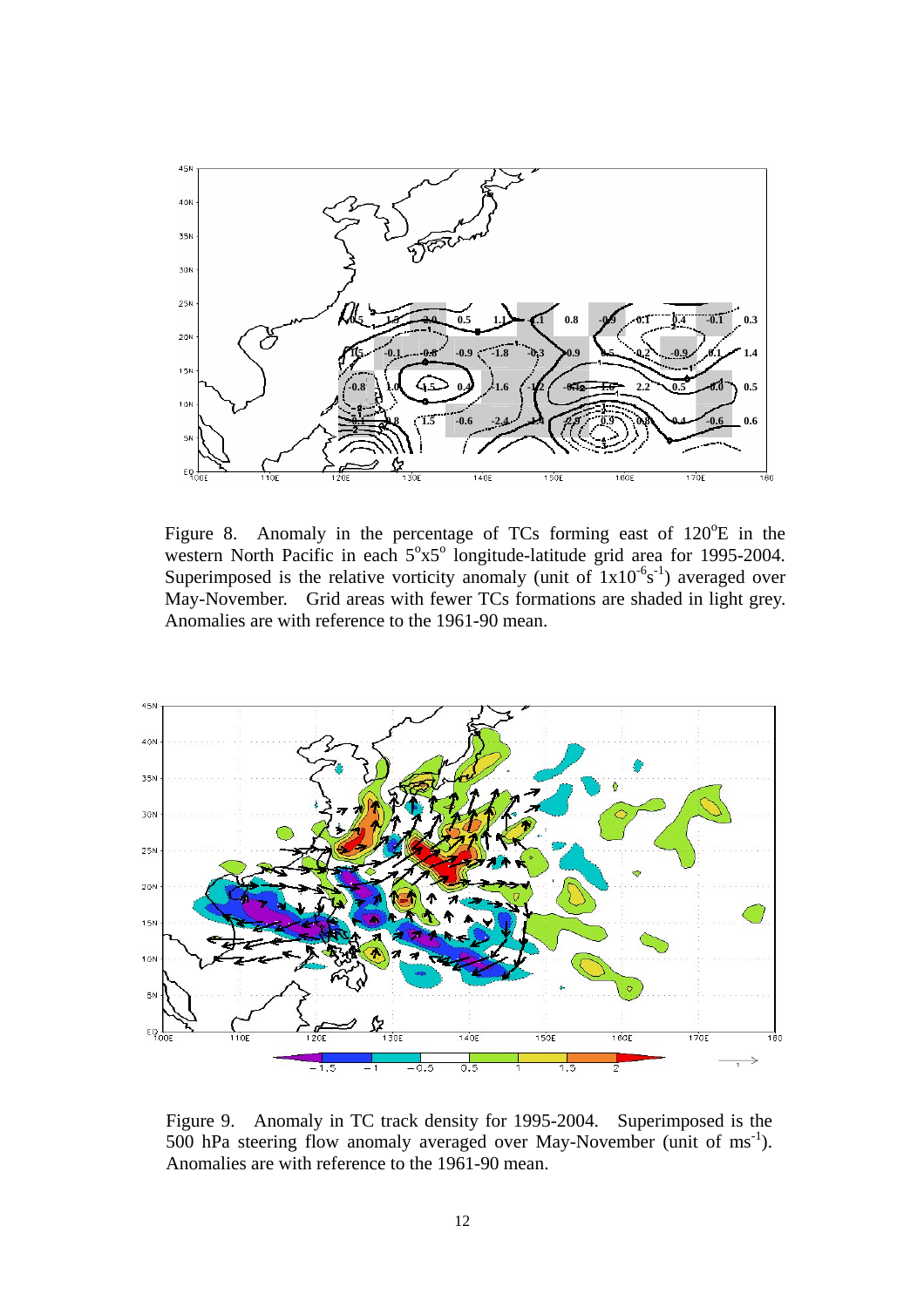Figure 8. Anomaly in the percentage of TCs forming east of 120°E in the western North Pacific in each 5°x5° longitude-latitude grid area for 1995-2004. Superimposed is the relative vorticity anomaly (unit of $1 \times 10^{-6} s^{-1}$) averaged over May-November. Grid areas with fewer TCs formations are shaded in light grey. Anomalies are with reference to the 1961-90 mean.

Figure 9. Anomaly in TC track density for 1995-2004. Superimposed is the 500 hPa steering flow anomaly averaged over May-November (unit of $ms^{-1}$). Anomalies are with reference to the 1961-90 mean.